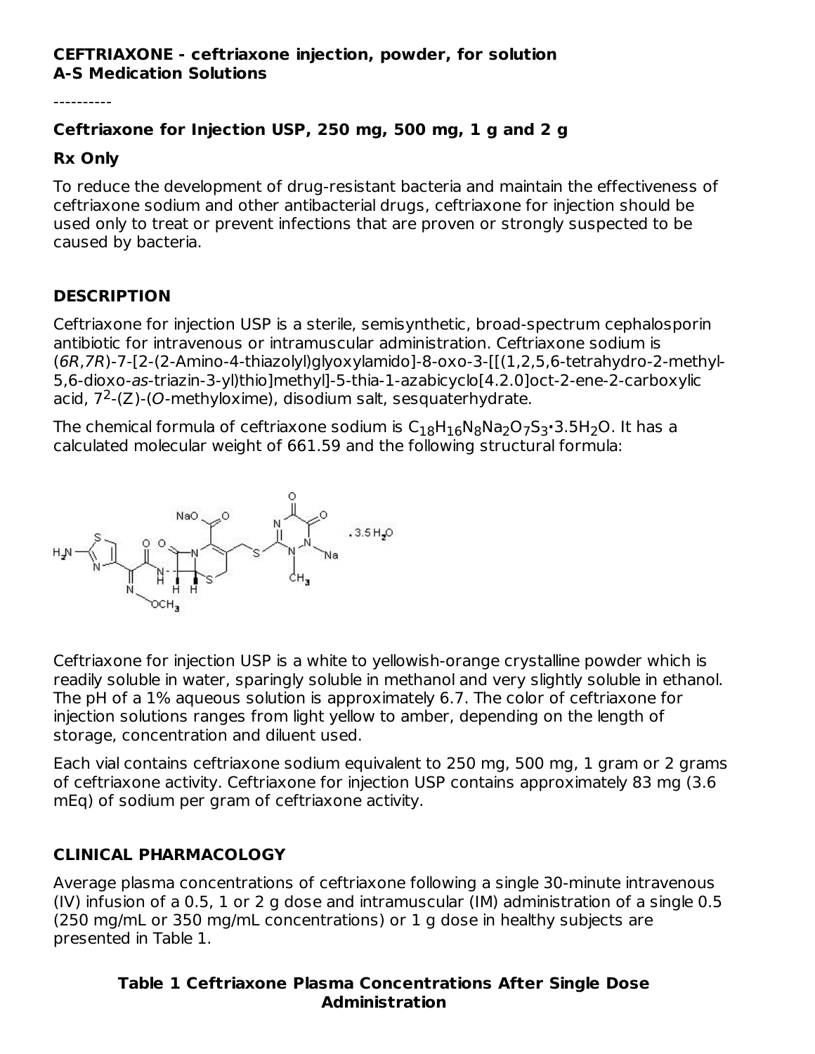**CEFTRIAXONE - ceftriaxone injection, powder, for solution**
**A-S Medication Solutions**

----------

## Ceftriaxone for Injection USP, 250 mg, 500 mg, 1 g and 2 g

**Rx Only**

To reduce the development of drug-resistant bacteria and maintain the effectiveness of ceftriaxone sodium and other antibacterial drugs, ceftriaxone for injection should be used only to treat or prevent infections that are proven or strongly suspected to be caused by bacteria.

## DESCRIPTION

Ceftriaxone for injection USP is a sterile, semisynthetic, broad-spectrum cephalosporin antibiotic for intravenous or intramuscular administration. Ceftriaxone sodium is (*6R*,*7R*)-7-[2-(2-Amino-4-thiazolyl)glyoxylamido]-8-oxo-3-[[(1,2,5,6-tetrahydro-2-methyl-5,6-dioxo-*as*-triazin-3-yl)thio]methyl]-5-thia-1-azabicyclo[4.2.0]oct-2-ene-2-carboxylic acid, $7^2$-(Z)-(*O*-methyloxime), disodium salt, sesquaterhydrate.

The chemical formula of ceftriaxone sodium is $C_{18}H_{16}N_8Na_2O_7S_3 \cdot 3.5H_2O$. It has a calculated molecular weight of 661.59 and the following structural formula:

Ceftriaxone for injection USP is a white to yellowish-orange crystalline powder which is readily soluble in water, sparingly soluble in methanol and very slightly soluble in ethanol. The pH of a 1% aqueous solution is approximately 6.7. The color of ceftriaxone for injection solutions ranges from light yellow to amber, depending on the length of storage, concentration and diluent used.

Each vial contains ceftriaxone sodium equivalent to 250 mg, 500 mg, 1 gram or 2 grams of ceftriaxone activity. Ceftriaxone for injection USP contains approximately 83 mg (3.6 mEq) of sodium per gram of ceftriaxone activity.

## CLINICAL PHARMACOLOGY

Average plasma concentrations of ceftriaxone following a single 30-minute intravenous (IV) infusion of a 0.5, 1 or 2 g dose and intramuscular (IM) administration of a single 0.5 (250 mg/mL or 350 mg/mL concentrations) or 1 g dose in healthy subjects are presented in Table 1.

**Table 1 Ceftriaxone Plasma Concentrations After Single Dose Administration**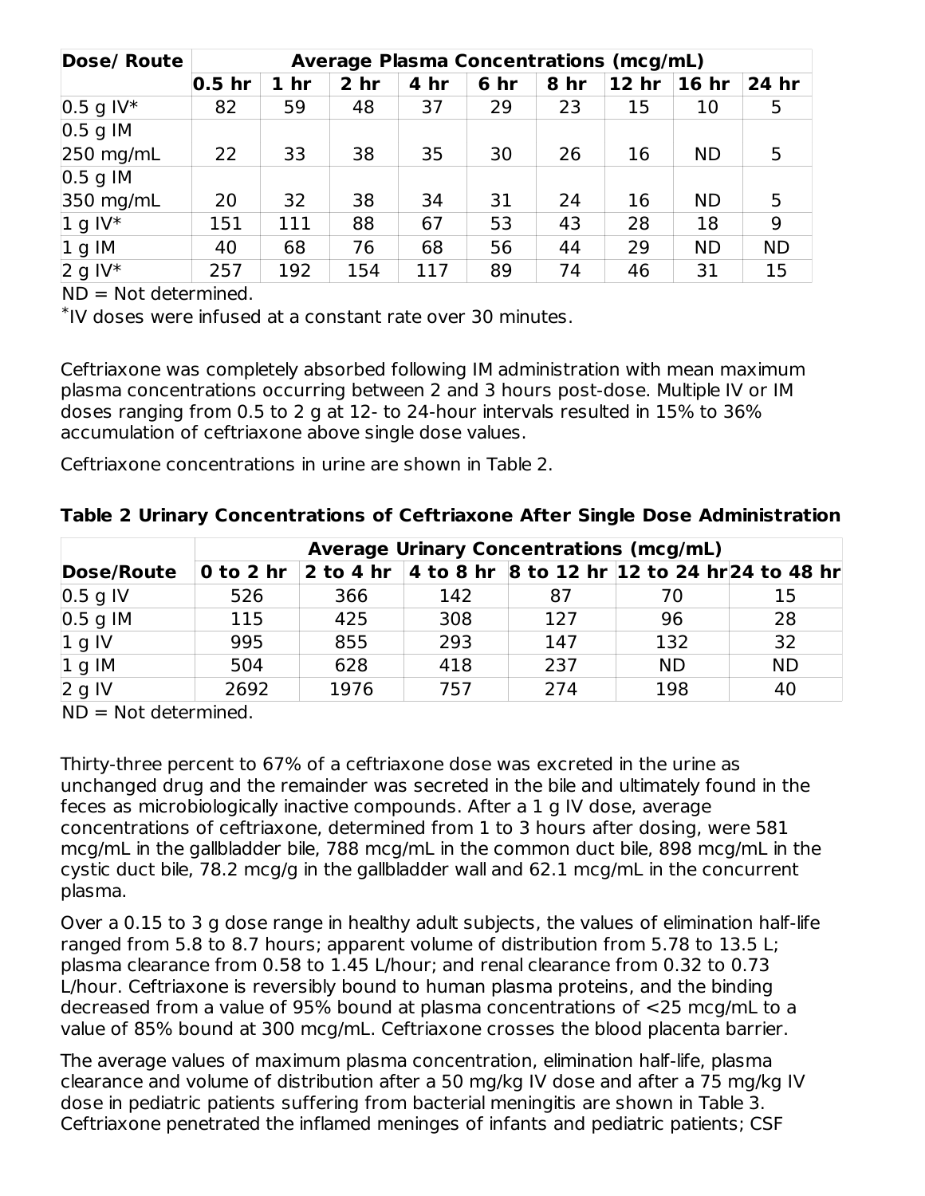| Dose/ Route | Average Plasma Concentrations (mcg/mL) | | | | | | | | |
|---|---|---|---|---|---|---|---|---|---|
| | 0.5 hr | 1 hr | 2 hr | 4 hr | 6 hr | 8 hr | 12 hr | 16 hr | 24 hr |
| 0.5 g IV* | 82 | 59 | 48 | 37 | 29 | 23 | 15 | 10 | 5 |
| 0.5 g IM 250 mg/mL | 22 | 33 | 38 | 35 | 30 | 26 | 16 | ND | 5 |
| 0.5 g IM 350 mg/mL | 20 | 32 | 38 | 34 | 31 | 24 | 16 | ND | 5 |
| 1 g IV* | 151 | 111 | 88 | 67 | 53 | 43 | 28 | 18 | 9 |
| 1 g IM | 40 | 68 | 76 | 68 | 56 | 44 | 29 | ND | ND |
| 2 g IV* | 257 | 192 | 154 | 117 | 89 | 74 | 46 | 31 | 15 |

ND = Not determined.

*IV doses were infused at a constant rate over 30 minutes.

Ceftriaxone was completely absorbed following IM administration with mean maximum plasma concentrations occurring between 2 and 3 hours post-dose. Multiple IV or IM doses ranging from 0.5 to 2 g at 12- to 24-hour intervals resulted in 15% to 36% accumulation of ceftriaxone above single dose values.

Ceftriaxone concentrations in urine are shown in Table 2.

**Table 2 Urinary Concentrations of Ceftriaxone After Single Dose Administration**

| | Average Urinary Concentrations (mcg/mL) | | | | | |
|---|---|---|---|---|---|---|
| Dose/Route | 0 to 2 hr | 2 to 4 hr | 4 to 8 hr | 8 to 12 hr | 12 to 24 hr | 24 to 48 hr |
| 0.5 g IV | 526 | 366 | 142 | 87 | 70 | 15 |
| 0.5 g IM | 115 | 425 | 308 | 127 | 96 | 28 |
| 1 g IV | 995 | 855 | 293 | 147 | 132 | 32 |
| 1 g IM | 504 | 628 | 418 | 237 | ND | ND |
| 2 g IV | 2692 | 1976 | 757 | 274 | 198 | 40 |

ND = Not determined.

Thirty-three percent to 67% of a ceftriaxone dose was excreted in the urine as unchanged drug and the remainder was secreted in the bile and ultimately found in the feces as microbiologically inactive compounds. After a 1 g IV dose, average concentrations of ceftriaxone, determined from 1 to 3 hours after dosing, were 581 mcg/mL in the gallbladder bile, 788 mcg/mL in the common duct bile, 898 mcg/mL in the cystic duct bile, 78.2 mcg/g in the gallbladder wall and 62.1 mcg/mL in the concurrent plasma.

Over a 0.15 to 3 g dose range in healthy adult subjects, the values of elimination half-life ranged from 5.8 to 8.7 hours; apparent volume of distribution from 5.78 to 13.5 L; plasma clearance from 0.58 to 1.45 L/hour; and renal clearance from 0.32 to 0.73 L/hour. Ceftriaxone is reversibly bound to human plasma proteins, and the binding decreased from a value of 95% bound at plasma concentrations of <25 mcg/mL to a value of 85% bound at 300 mcg/mL. Ceftriaxone crosses the blood placenta barrier.

The average values of maximum plasma concentration, elimination half-life, plasma clearance and volume of distribution after a 50 mg/kg IV dose and after a 75 mg/kg IV dose in pediatric patients suffering from bacterial meningitis are shown in Table 3. Ceftriaxone penetrated the inflamed meninges of infants and pediatric patients; CSF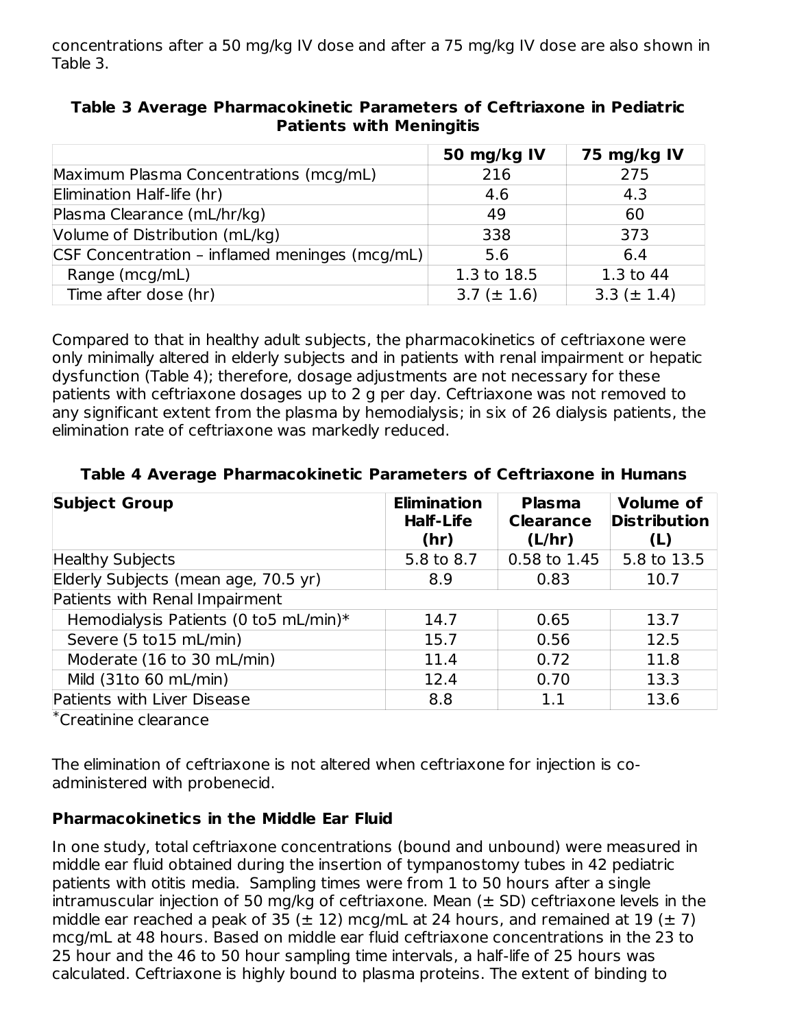concentrations after a 50 mg/kg IV dose and after a 75 mg/kg IV dose are also shown in Table 3.

**Table 3 Average Pharmacokinetic Parameters of Ceftriaxone in Pediatric Patients with Meningitis**

| | 50 mg/kg IV | 75 mg/kg IV |
|---|---|---|
| Maximum Plasma Concentrations (mcg/mL) | 216 | 275 |
| Elimination Half-life (hr) | 4.6 | 4.3 |
| Plasma Clearance (mL/hr/kg) | 49 | 60 |
| Volume of Distribution (mL/kg) | 338 | 373 |
| CSF Concentration – inflamed meninges (mcg/mL) | 5.6 | 6.4 |
| Range (mcg/mL) | 1.3 to 18.5 | 1.3 to 44 |
| Time after dose (hr) | 3.7 (± 1.6) | 3.3 (± 1.4) |

Compared to that in healthy adult subjects, the pharmacokinetics of ceftriaxone were only minimally altered in elderly subjects and in patients with renal impairment or hepatic dysfunction (Table 4); therefore, dosage adjustments are not necessary for these patients with ceftriaxone dosages up to 2 g per day. Ceftriaxone was not removed to any significant extent from the plasma by hemodialysis; in six of 26 dialysis patients, the elimination rate of ceftriaxone was markedly reduced.

**Table 4 Average Pharmacokinetic Parameters of Ceftriaxone in Humans**

| Subject Group | Elimination Half-Life (hr) | Plasma Clearance (L/hr) | Volume of Distribution (L) |
|---|---|---|---|
| Healthy Subjects | 5.8 to 8.7 | 0.58 to 1.45 | 5.8 to 13.5 |
| Elderly Subjects (mean age, 70.5 yr) | 8.9 | 0.83 | 10.7 |
| Patients with Renal Impairment | | | |
| Hemodialysis Patients (0 to5 mL/min)* | 14.7 | 0.65 | 13.7 |
| Severe (5 to15 mL/min) | 15.7 | 0.56 | 12.5 |
| Moderate (16 to 30 mL/min) | 11.4 | 0.72 | 11.8 |
| Mild (31to 60 mL/min) | 12.4 | 0.70 | 13.3 |
| Patients with Liver Disease | 8.8 | 1.1 | 13.6 |

*Creatinine clearance

The elimination of ceftriaxone is not altered when ceftriaxone for injection is co-administered with probenecid.

**Pharmacokinetics in the Middle Ear Fluid**

In one study, total ceftriaxone concentrations (bound and unbound) were measured in middle ear fluid obtained during the insertion of tympanostomy tubes in 42 pediatric patients with otitis media. Sampling times were from 1 to 50 hours after a single intramuscular injection of 50 mg/kg of ceftriaxone. Mean (± SD) ceftriaxone levels in the middle ear reached a peak of 35 (± 12) mcg/mL at 24 hours, and remained at 19 (± 7) mcg/mL at 48 hours. Based on middle ear fluid ceftriaxone concentrations in the 23 to 25 hour and the 46 to 50 hour sampling time intervals, a half-life of 25 hours was calculated. Ceftriaxone is highly bound to plasma proteins. The extent of binding to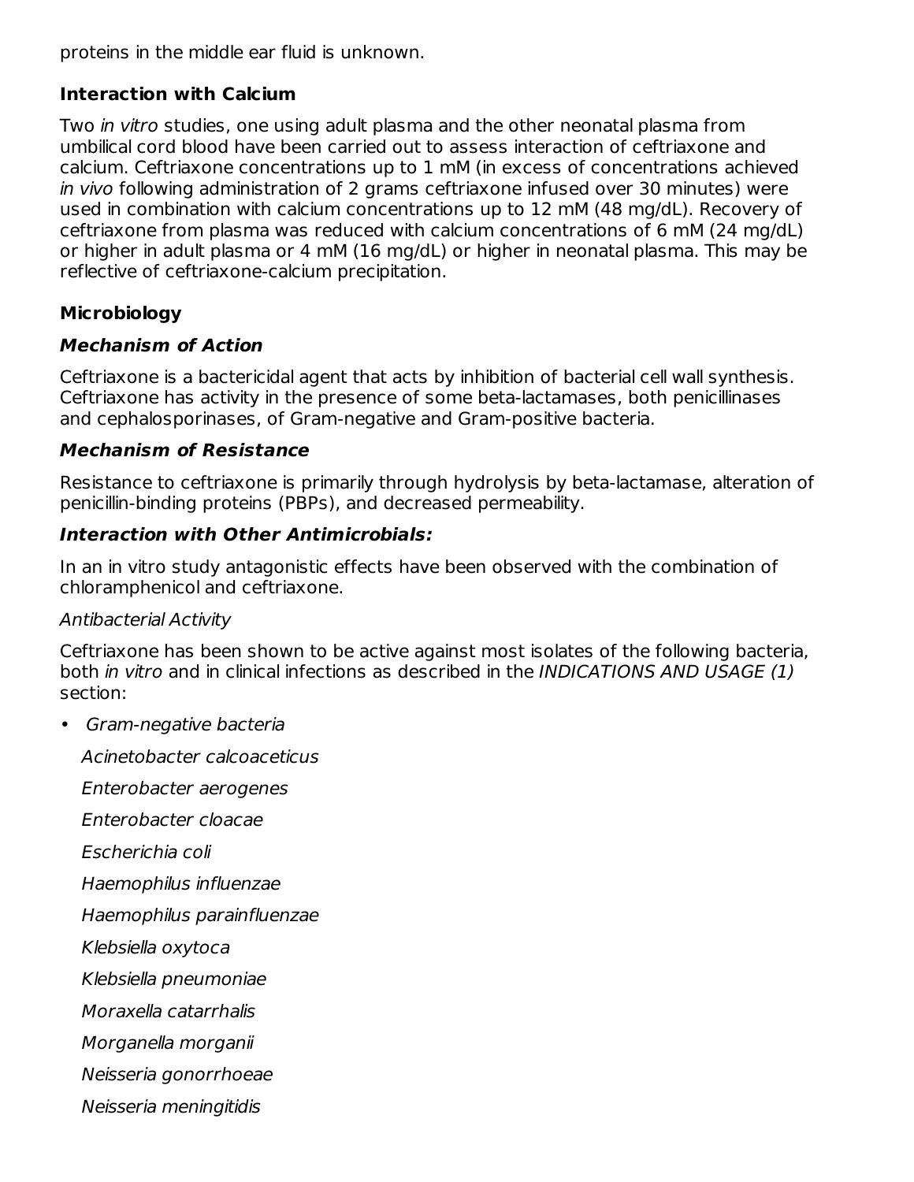proteins in the middle ear fluid is unknown.

**Interaction with Calcium**

Two *in vitro* studies, one using adult plasma and the other neonatal plasma from umbilical cord blood have been carried out to assess interaction of ceftriaxone and calcium. Ceftriaxone concentrations up to 1 mM (in excess of concentrations achieved *in vivo* following administration of 2 grams ceftriaxone infused over 30 minutes) were used in combination with calcium concentrations up to 12 mM (48 mg/dL). Recovery of ceftriaxone from plasma was reduced with calcium concentrations of 6 mM (24 mg/dL) or higher in adult plasma or 4 mM (16 mg/dL) or higher in neonatal plasma. This may be reflective of ceftriaxone-calcium precipitation.

**Microbiology**

***Mechanism of Action***

Ceftriaxone is a bactericidal agent that acts by inhibition of bacterial cell wall synthesis. Ceftriaxone has activity in the presence of some beta-lactamases, both penicillinases and cephalosporinases, of Gram-negative and Gram-positive bacteria.

***Mechanism of Resistance***

Resistance to ceftriaxone is primarily through hydrolysis by beta-lactamase, alteration of penicillin-binding proteins (PBPs), and decreased permeability.

***Interaction with Other Antimicrobials:***

In an in vitro study antagonistic effects have been observed with the combination of chloramphenicol and ceftriaxone.

*Antibacterial Activity*

Ceftriaxone has been shown to be active against most isolates of the following bacteria, both *in vitro* and in clinical infections as described in the *INDICATIONS AND USAGE (1)* section:

- *Gram-negative bacteria*

  *Acinetobacter calcoaceticus*

  *Enterobacter aerogenes*

  *Enterobacter cloacae*

  *Escherichia coli*

  *Haemophilus influenzae*

  *Haemophilus parainfluenzae*

  *Klebsiella oxytoca*

  *Klebsiella pneumoniae*

  *Moraxella catarrhalis*

  *Morganella morganii*

  *Neisseria gonorrhoeae*

  *Neisseria meningitidis*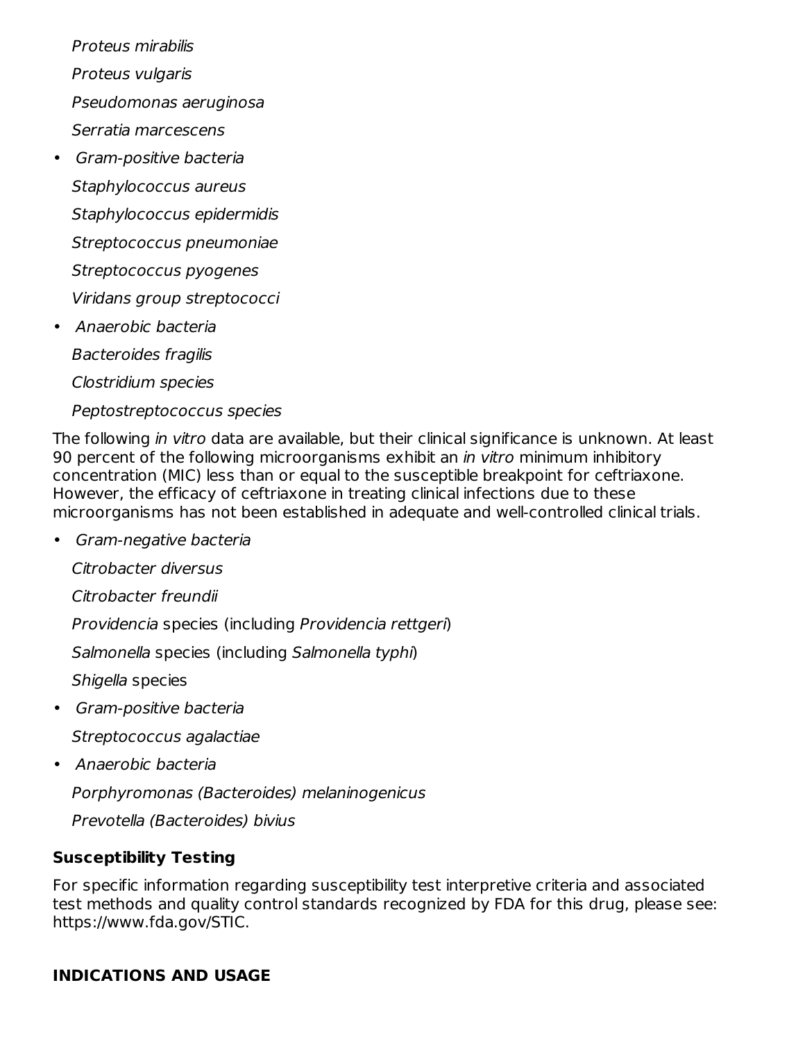*Proteus mirabilis*

*Proteus vulgaris*

*Pseudomonas aeruginosa*

*Serratia marcescens*

- *Gram-positive bacteria*

  *Staphylococcus aureus*

  *Staphylococcus epidermidis*

  *Streptococcus pneumoniae*

  *Streptococcus pyogenes*

  *Viridans group streptococci*

- *Anaerobic bacteria*

  *Bacteroides fragilis*

  *Clostridium species*

  *Peptostreptococcus species*

The following *in vitro* data are available, but their clinical significance is unknown. At least 90 percent of the following microorganisms exhibit an *in vitro* minimum inhibitory concentration (MIC) less than or equal to the susceptible breakpoint for ceftriaxone. However, the efficacy of ceftriaxone in treating clinical infections due to these microorganisms has not been established in adequate and well-controlled clinical trials.

- *Gram-negative bacteria*

  *Citrobacter diversus*

  *Citrobacter freundii*

  *Providencia* species (including *Providencia rettgeri*)

  *Salmonella* species (including *Salmonella typhi*)

  *Shigella* species

- *Gram-positive bacteria*

  *Streptococcus agalactiae*

- *Anaerobic bacteria*

  *Porphyromonas (Bacteroides) melaninogenicus*

  *Prevotella (Bacteroides) bivius*

**Susceptibility Testing**

For specific information regarding susceptibility test interpretive criteria and associated test methods and quality control standards recognized by FDA for this drug, please see: https://www.fda.gov/STIC.

## INDICATIONS AND USAGE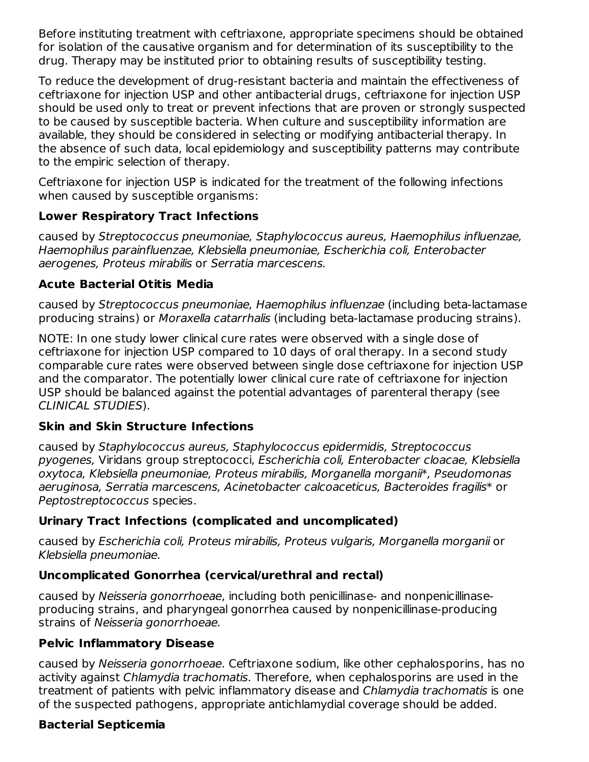Before instituting treatment with ceftriaxone, appropriate specimens should be obtained for isolation of the causative organism and for determination of its susceptibility to the drug. Therapy may be instituted prior to obtaining results of susceptibility testing.

To reduce the development of drug-resistant bacteria and maintain the effectiveness of ceftriaxone for injection USP and other antibacterial drugs, ceftriaxone for injection USP should be used only to treat or prevent infections that are proven or strongly suspected to be caused by susceptible bacteria. When culture and susceptibility information are available, they should be considered in selecting or modifying antibacterial therapy. In the absence of such data, local epidemiology and susceptibility patterns may contribute to the empiric selection of therapy.

Ceftriaxone for injection USP is indicated for the treatment of the following infections when caused by susceptible organisms:

**Lower Respiratory Tract Infections**

caused by *Streptococcus pneumoniae, Staphylococcus aureus, Haemophilus influenzae, Haemophilus parainfluenzae, Klebsiella pneumoniae, Escherichia coli, Enterobacter aerogenes, Proteus mirabilis* or *Serratia marcescens.*

**Acute Bacterial Otitis Media**

caused by *Streptococcus pneumoniae, Haemophilus influenzae* (including beta-lactamase producing strains) or *Moraxella catarrhalis* (including beta-lactamase producing strains).

NOTE: In one study lower clinical cure rates were observed with a single dose of ceftriaxone for injection USP compared to 10 days of oral therapy. In a second study comparable cure rates were observed between single dose ceftriaxone for injection USP and the comparator. The potentially lower clinical cure rate of ceftriaxone for injection USP should be balanced against the potential advantages of parenteral therapy (see *CLINICAL STUDIES*).

**Skin and Skin Structure Infections**

caused by *Staphylococcus aureus, Staphylococcus epidermidis, Streptococcus pyogenes,* Viridans group streptococci, *Escherichia coli, Enterobacter cloacae, Klebsiella oxytoca, Klebsiella pneumoniae, Proteus mirabilis, Morganella morganii*\*, *Pseudomonas aeruginosa, Serratia marcescens, Acinetobacter calcoaceticus, Bacteroides fragilis*\* or *Peptostreptococcus* species.

**Urinary Tract Infections (complicated and uncomplicated)**

caused by *Escherichia coli, Proteus mirabilis, Proteus vulgaris, Morganella morganii* or *Klebsiella pneumoniae.*

**Uncomplicated Gonorrhea (cervical/urethral and rectal)**

caused by *Neisseria gonorrhoeae*, including both penicillinase- and nonpenicillinase-producing strains, and pharyngeal gonorrhea caused by nonpenicillinase-producing strains of *Neisseria gonorrhoeae.*

**Pelvic Inflammatory Disease**

caused by *Neisseria gonorrhoeae*. Ceftriaxone sodium, like other cephalosporins, has no activity against *Chlamydia trachomatis*. Therefore, when cephalosporins are used in the treatment of patients with pelvic inflammatory disease and *Chlamydia trachomatis* is one of the suspected pathogens, appropriate antichlamydial coverage should be added.

**Bacterial Septicemia**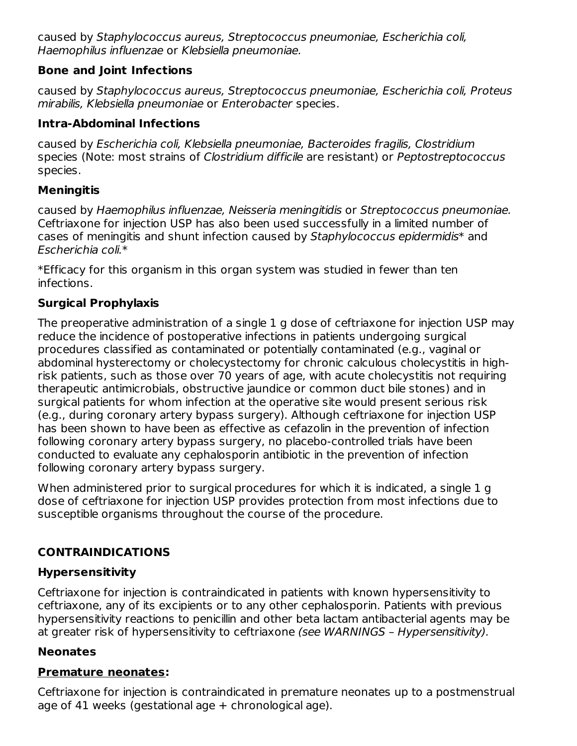caused by *Staphylococcus aureus, Streptococcus pneumoniae, Escherichia coli, Haemophilus influenzae* or *Klebsiella pneumoniae.*

### Bone and Joint Infections

caused by *Staphylococcus aureus, Streptococcus pneumoniae, Escherichia coli, Proteus mirabilis, Klebsiella pneumoniae* or *Enterobacter* species.

### Intra-Abdominal Infections

caused by *Escherichia coli, Klebsiella pneumoniae, Bacteroides fragilis, Clostridium* species (Note: most strains of *Clostridium difficile* are resistant) or *Peptostreptococcus* species.

### Meningitis

caused by *Haemophilus influenzae, Neisseria meningitidis* or *Streptococcus pneumoniae.* Ceftriaxone for injection USP has also been used successfully in a limited number of cases of meningitis and shunt infection caused by *Staphylococcus epidermidis*\* and *Escherichia coli.*\*

\*Efficacy for this organism in this organ system was studied in fewer than ten infections.

### Surgical Prophylaxis

The preoperative administration of a single 1 g dose of ceftriaxone for injection USP may reduce the incidence of postoperative infections in patients undergoing surgical procedures classified as contaminated or potentially contaminated (e.g., vaginal or abdominal hysterectomy or cholecystectomy for chronic calculous cholecystitis in high-risk patients, such as those over 70 years of age, with acute cholecystitis not requiring therapeutic antimicrobials, obstructive jaundice or common duct bile stones) and in surgical patients for whom infection at the operative site would present serious risk (e.g., during coronary artery bypass surgery). Although ceftriaxone for injection USP has been shown to have been as effective as cefazolin in the prevention of infection following coronary artery bypass surgery, no placebo-controlled trials have been conducted to evaluate any cephalosporin antibiotic in the prevention of infection following coronary artery bypass surgery.

When administered prior to surgical procedures for which it is indicated, a single 1 g dose of ceftriaxone for injection USP provides protection from most infections due to susceptible organisms throughout the course of the procedure.

## CONTRAINDICATIONS

### Hypersensitivity

Ceftriaxone for injection is contraindicated in patients with known hypersensitivity to ceftriaxone, any of its excipients or to any other cephalosporin. Patients with previous hypersensitivity reactions to penicillin and other beta lactam antibacterial agents may be at greater risk of hypersensitivity to ceftriaxone *(see WARNINGS – Hypersensitivity).*

### Neonates

**Premature neonates:**

Ceftriaxone for injection is contraindicated in premature neonates up to a postmenstrual age of 41 weeks (gestational age + chronological age).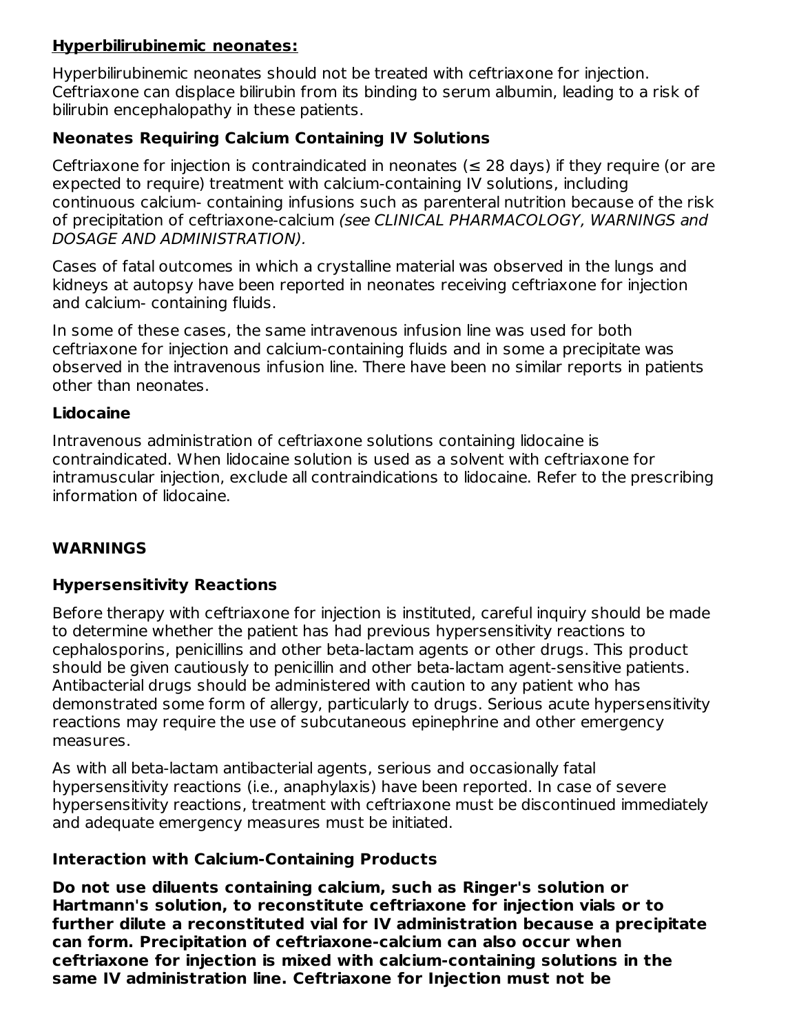**<u>Hyperbilirubinemic neonates:</u>**

Hyperbilirubinemic neonates should not be treated with ceftriaxone for injection. Ceftriaxone can displace bilirubin from its binding to serum albumin, leading to a risk of bilirubin encephalopathy in these patients.

### Neonates Requiring Calcium Containing IV Solutions

Ceftriaxone for injection is contraindicated in neonates (≤ 28 days) if they require (or are expected to require) treatment with calcium-containing IV solutions, including continuous calcium- containing infusions such as parenteral nutrition because of the risk of precipitation of ceftriaxone-calcium *(see CLINICAL PHARMACOLOGY, WARNINGS and DOSAGE AND ADMINISTRATION).*

Cases of fatal outcomes in which a crystalline material was observed in the lungs and kidneys at autopsy have been reported in neonates receiving ceftriaxone for injection and calcium- containing fluids.

In some of these cases, the same intravenous infusion line was used for both ceftriaxone for injection and calcium-containing fluids and in some a precipitate was observed in the intravenous infusion line. There have been no similar reports in patients other than neonates.

### Lidocaine

Intravenous administration of ceftriaxone solutions containing lidocaine is contraindicated. When lidocaine solution is used as a solvent with ceftriaxone for intramuscular injection, exclude all contraindications to lidocaine. Refer to the prescribing information of lidocaine.

## WARNINGS

### Hypersensitivity Reactions

Before therapy with ceftriaxone for injection is instituted, careful inquiry should be made to determine whether the patient has had previous hypersensitivity reactions to cephalosporins, penicillins and other beta-lactam agents or other drugs. This product should be given cautiously to penicillin and other beta-lactam agent-sensitive patients. Antibacterial drugs should be administered with caution to any patient who has demonstrated some form of allergy, particularly to drugs. Serious acute hypersensitivity reactions may require the use of subcutaneous epinephrine and other emergency measures.

As with all beta-lactam antibacterial agents, serious and occasionally fatal hypersensitivity reactions (i.e., anaphylaxis) have been reported. In case of severe hypersensitivity reactions, treatment with ceftriaxone must be discontinued immediately and adequate emergency measures must be initiated.

### Interaction with Calcium-Containing Products

**Do not use diluents containing calcium, such as Ringer's solution or Hartmann's solution, to reconstitute ceftriaxone for injection vials or to further dilute a reconstituted vial for IV administration because a precipitate can form. Precipitation of ceftriaxone-calcium can also occur when ceftriaxone for injection is mixed with calcium-containing solutions in the same IV administration line. Ceftriaxone for Injection must not be**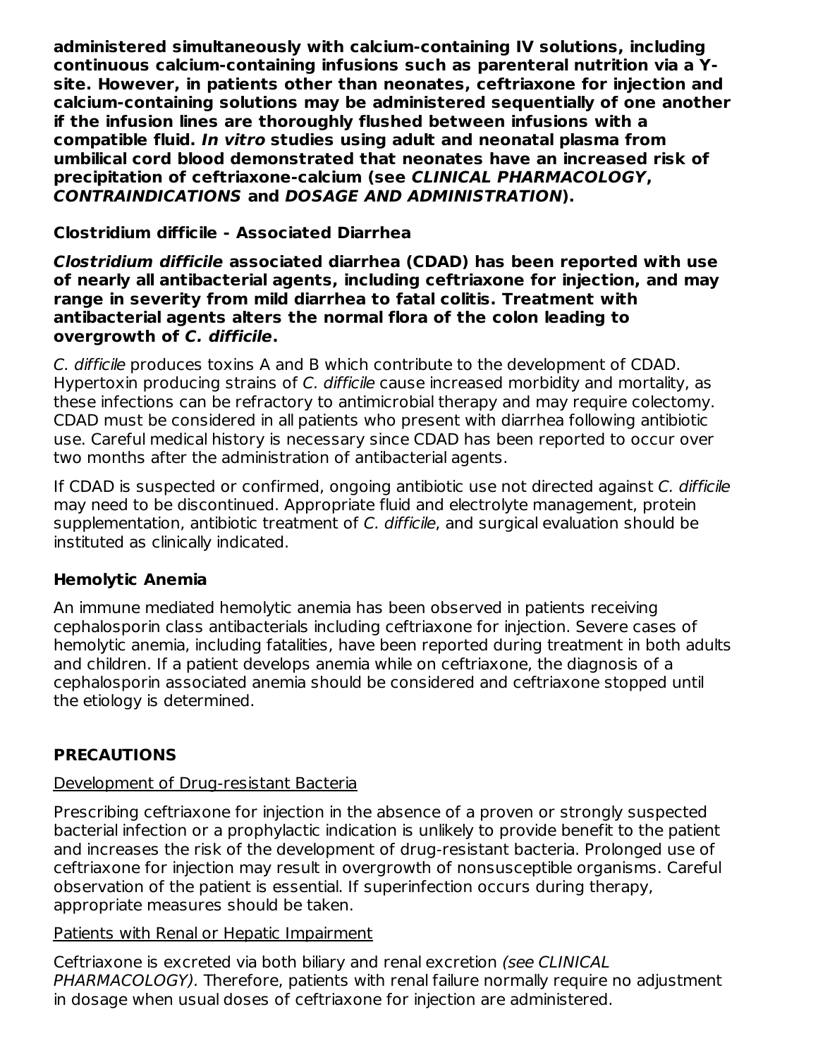**administered simultaneously with calcium-containing IV solutions, including continuous calcium-containing infusions such as parenteral nutrition via a Y-site. However, in patients other than neonates, ceftriaxone for injection and calcium-containing solutions may be administered sequentially of one another if the infusion lines are thoroughly flushed between infusions with a compatible fluid. *In vitro* studies using adult and neonatal plasma from umbilical cord blood demonstrated that neonates have an increased risk of precipitation of ceftriaxone-calcium (see *CLINICAL PHARMACOLOGY*, *CONTRAINDICATIONS* and *DOSAGE AND ADMINISTRATION*).**

### Clostridium difficile - Associated Diarrhea

***Clostridium difficile* associated diarrhea (CDAD) has been reported with use of nearly all antibacterial agents, including ceftriaxone for injection, and may range in severity from mild diarrhea to fatal colitis. Treatment with antibacterial agents alters the normal flora of the colon leading to overgrowth of *C. difficile*.**

*C. difficile* produces toxins A and B which contribute to the development of CDAD. Hypertoxin producing strains of *C. difficile* cause increased morbidity and mortality, as these infections can be refractory to antimicrobial therapy and may require colectomy. CDAD must be considered in all patients who present with diarrhea following antibiotic use. Careful medical history is necessary since CDAD has been reported to occur over two months after the administration of antibacterial agents.

If CDAD is suspected or confirmed, ongoing antibiotic use not directed against *C. difficile* may need to be discontinued. Appropriate fluid and electrolyte management, protein supplementation, antibiotic treatment of *C. difficile*, and surgical evaluation should be instituted as clinically indicated.

### Hemolytic Anemia

An immune mediated hemolytic anemia has been observed in patients receiving cephalosporin class antibacterials including ceftriaxone for injection. Severe cases of hemolytic anemia, including fatalities, have been reported during treatment in both adults and children. If a patient develops anemia while on ceftriaxone, the diagnosis of a cephalosporin associated anemia should be considered and ceftriaxone stopped until the etiology is determined.

## PRECAUTIONS

<u>Development of Drug-resistant Bacteria</u>

Prescribing ceftriaxone for injection in the absence of a proven or strongly suspected bacterial infection or a prophylactic indication is unlikely to provide benefit to the patient and increases the risk of the development of drug-resistant bacteria. Prolonged use of ceftriaxone for injection may result in overgrowth of nonsusceptible organisms. Careful observation of the patient is essential. If superinfection occurs during therapy, appropriate measures should be taken.

<u>Patients with Renal or Hepatic Impairment</u>

Ceftriaxone is excreted via both biliary and renal excretion *(see CLINICAL PHARMACOLOGY).* Therefore, patients with renal failure normally require no adjustment in dosage when usual doses of ceftriaxone for injection are administered.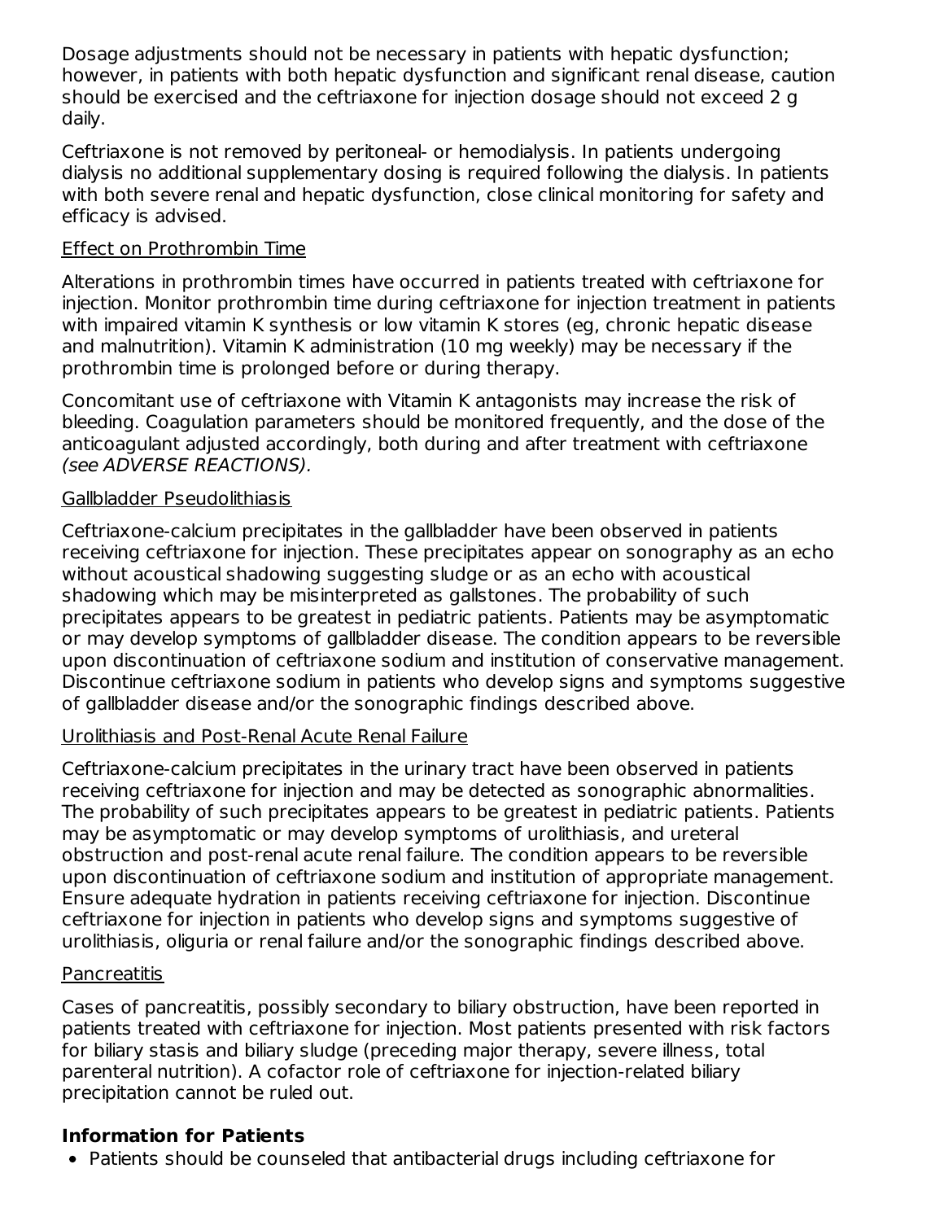Dosage adjustments should not be necessary in patients with hepatic dysfunction; however, in patients with both hepatic dysfunction and significant renal disease, caution should be exercised and the ceftriaxone for injection dosage should not exceed 2 g daily.

Ceftriaxone is not removed by peritoneal- or hemodialysis. In patients undergoing dialysis no additional supplementary dosing is required following the dialysis. In patients with both severe renal and hepatic dysfunction, close clinical monitoring for safety and efficacy is advised.

Effect on Prothrombin Time

Alterations in prothrombin times have occurred in patients treated with ceftriaxone for injection. Monitor prothrombin time during ceftriaxone for injection treatment in patients with impaired vitamin K synthesis or low vitamin K stores (eg, chronic hepatic disease and malnutrition). Vitamin K administration (10 mg weekly) may be necessary if the prothrombin time is prolonged before or during therapy.

Concomitant use of ceftriaxone with Vitamin K antagonists may increase the risk of bleeding. Coagulation parameters should be monitored frequently, and the dose of the anticoagulant adjusted accordingly, both during and after treatment with ceftriaxone *(see ADVERSE REACTIONS).*

Gallbladder Pseudolithiasis

Ceftriaxone-calcium precipitates in the gallbladder have been observed in patients receiving ceftriaxone for injection. These precipitates appear on sonography as an echo without acoustical shadowing suggesting sludge or as an echo with acoustical shadowing which may be misinterpreted as gallstones. The probability of such precipitates appears to be greatest in pediatric patients. Patients may be asymptomatic or may develop symptoms of gallbladder disease. The condition appears to be reversible upon discontinuation of ceftriaxone sodium and institution of conservative management. Discontinue ceftriaxone sodium in patients who develop signs and symptoms suggestive of gallbladder disease and/or the sonographic findings described above.

Urolithiasis and Post-Renal Acute Renal Failure

Ceftriaxone-calcium precipitates in the urinary tract have been observed in patients receiving ceftriaxone for injection and may be detected as sonographic abnormalities. The probability of such precipitates appears to be greatest in pediatric patients. Patients may be asymptomatic or may develop symptoms of urolithiasis, and ureteral obstruction and post-renal acute renal failure. The condition appears to be reversible upon discontinuation of ceftriaxone sodium and institution of appropriate management. Ensure adequate hydration in patients receiving ceftriaxone for injection. Discontinue ceftriaxone for injection in patients who develop signs and symptoms suggestive of urolithiasis, oliguria or renal failure and/or the sonographic findings described above.

Pancreatitis

Cases of pancreatitis, possibly secondary to biliary obstruction, have been reported in patients treated with ceftriaxone for injection. Most patients presented with risk factors for biliary stasis and biliary sludge (preceding major therapy, severe illness, total parenteral nutrition). A cofactor role of ceftriaxone for injection-related biliary precipitation cannot be ruled out.

**Information for Patients**

- Patients should be counseled that antibacterial drugs including ceftriaxone for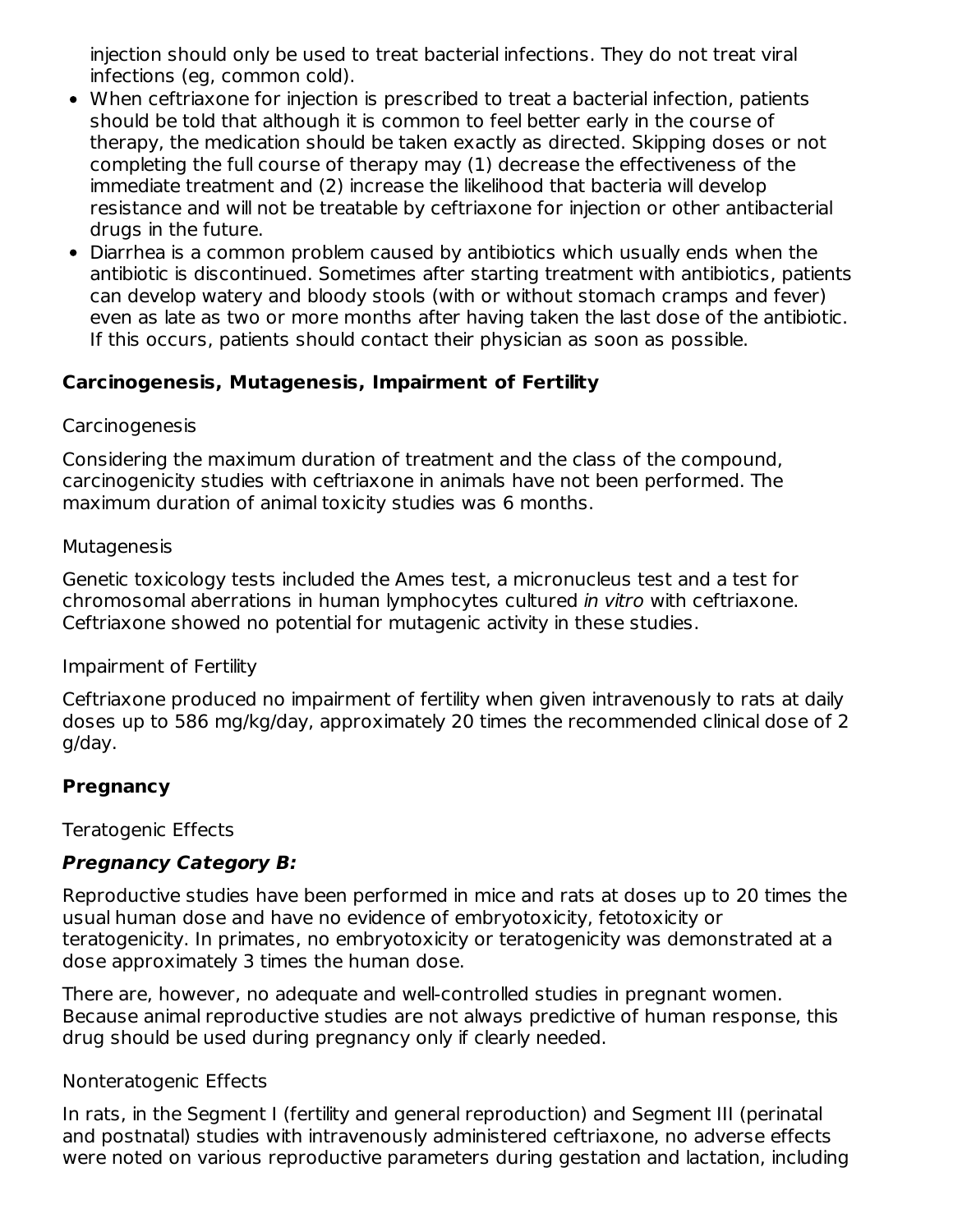injection should only be used to treat bacterial infections. They do not treat viral infections (eg, common cold).

- When ceftriaxone for injection is prescribed to treat a bacterial infection, patients should be told that although it is common to feel better early in the course of therapy, the medication should be taken exactly as directed. Skipping doses or not completing the full course of therapy may (1) decrease the effectiveness of the immediate treatment and (2) increase the likelihood that bacteria will develop resistance and will not be treatable by ceftriaxone for injection or other antibacterial drugs in the future.
- Diarrhea is a common problem caused by antibiotics which usually ends when the antibiotic is discontinued. Sometimes after starting treatment with antibiotics, patients can develop watery and bloody stools (with or without stomach cramps and fever) even as late as two or more months after having taken the last dose of the antibiotic. If this occurs, patients should contact their physician as soon as possible.

### Carcinogenesis, Mutagenesis, Impairment of Fertility

Carcinogenesis

Considering the maximum duration of treatment and the class of the compound, carcinogenicity studies with ceftriaxone in animals have not been performed. The maximum duration of animal toxicity studies was 6 months.

Mutagenesis

Genetic toxicology tests included the Ames test, a micronucleus test and a test for chromosomal aberrations in human lymphocytes cultured *in vitro* with ceftriaxone. Ceftriaxone showed no potential for mutagenic activity in these studies.

Impairment of Fertility

Ceftriaxone produced no impairment of fertility when given intravenously to rats at daily doses up to 586 mg/kg/day, approximately 20 times the recommended clinical dose of 2 g/day.

### Pregnancy

Teratogenic Effects

***Pregnancy Category B:***

Reproductive studies have been performed in mice and rats at doses up to 20 times the usual human dose and have no evidence of embryotoxicity, fetotoxicity or teratogenicity. In primates, no embryotoxicity or teratogenicity was demonstrated at a dose approximately 3 times the human dose.

There are, however, no adequate and well-controlled studies in pregnant women. Because animal reproductive studies are not always predictive of human response, this drug should be used during pregnancy only if clearly needed.

Nonteratogenic Effects

In rats, in the Segment I (fertility and general reproduction) and Segment III (perinatal and postnatal) studies with intravenously administered ceftriaxone, no adverse effects were noted on various reproductive parameters during gestation and lactation, including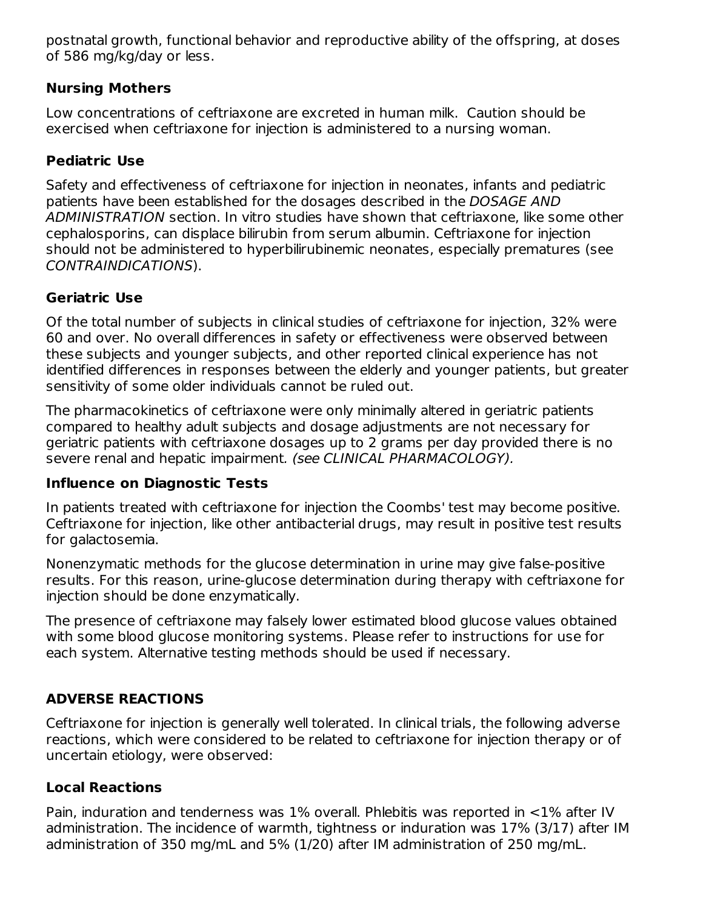postnatal growth, functional behavior and reproductive ability of the offspring, at doses of 586 mg/kg/day or less.

### Nursing Mothers

Low concentrations of ceftriaxone are excreted in human milk. Caution should be exercised when ceftriaxone for injection is administered to a nursing woman.

### Pediatric Use

Safety and effectiveness of ceftriaxone for injection in neonates, infants and pediatric patients have been established for the dosages described in the *DOSAGE AND ADMINISTRATION* section. In vitro studies have shown that ceftriaxone, like some other cephalosporins, can displace bilirubin from serum albumin. Ceftriaxone for injection should not be administered to hyperbilirubinemic neonates, especially prematures (see *CONTRAINDICATIONS*).

### Geriatric Use

Of the total number of subjects in clinical studies of ceftriaxone for injection, 32% were 60 and over. No overall differences in safety or effectiveness were observed between these subjects and younger subjects, and other reported clinical experience has not identified differences in responses between the elderly and younger patients, but greater sensitivity of some older individuals cannot be ruled out.

The pharmacokinetics of ceftriaxone were only minimally altered in geriatric patients compared to healthy adult subjects and dosage adjustments are not necessary for geriatric patients with ceftriaxone dosages up to 2 grams per day provided there is no severe renal and hepatic impairment. *(see CLINICAL PHARMACOLOGY).*

### Influence on Diagnostic Tests

In patients treated with ceftriaxone for injection the Coombs' test may become positive. Ceftriaxone for injection, like other antibacterial drugs, may result in positive test results for galactosemia.

Nonenzymatic methods for the glucose determination in urine may give false-positive results. For this reason, urine-glucose determination during therapy with ceftriaxone for injection should be done enzymatically.

The presence of ceftriaxone may falsely lower estimated blood glucose values obtained with some blood glucose monitoring systems. Please refer to instructions for use for each system. Alternative testing methods should be used if necessary.

## ADVERSE REACTIONS

Ceftriaxone for injection is generally well tolerated. In clinical trials, the following adverse reactions, which were considered to be related to ceftriaxone for injection therapy or of uncertain etiology, were observed:

### Local Reactions

Pain, induration and tenderness was 1% overall. Phlebitis was reported in <1% after IV administration. The incidence of warmth, tightness or induration was 17% (3/17) after IM administration of 350 mg/mL and 5% (1/20) after IM administration of 250 mg/mL.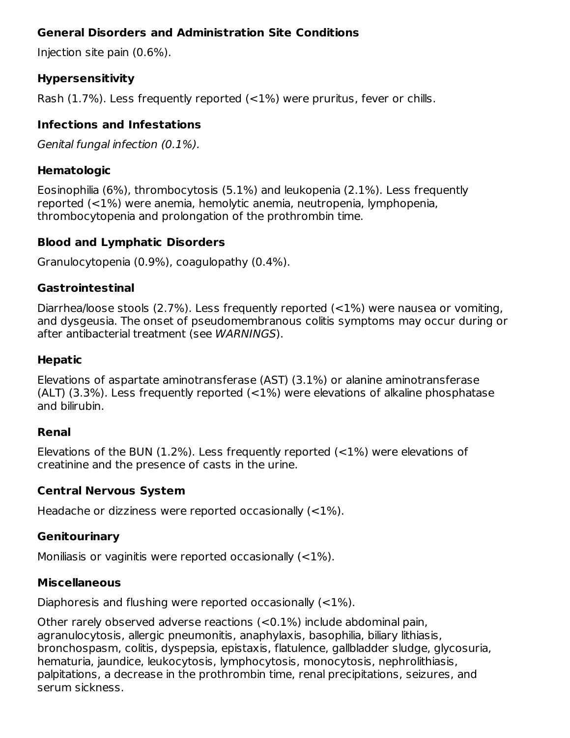**General Disorders and Administration Site Conditions**

Injection site pain (0.6%).

**Hypersensitivity**

Rash (1.7%). Less frequently reported (<1%) were pruritus, fever or chills.

**Infections and Infestations**

*Genital fungal infection (0.1%).*

**Hematologic**

Eosinophilia (6%), thrombocytosis (5.1%) and leukopenia (2.1%). Less frequently reported (<1%) were anemia, hemolytic anemia, neutropenia, lymphopenia, thrombocytopenia and prolongation of the prothrombin time.

**Blood and Lymphatic Disorders**

Granulocytopenia (0.9%), coagulopathy (0.4%).

**Gastrointestinal**

Diarrhea/loose stools (2.7%). Less frequently reported (<1%) were nausea or vomiting, and dysgeusia. The onset of pseudomembranous colitis symptoms may occur during or after antibacterial treatment (see *WARNINGS*).

**Hepatic**

Elevations of aspartate aminotransferase (AST) (3.1%) or alanine aminotransferase (ALT) (3.3%). Less frequently reported (<1%) were elevations of alkaline phosphatase and bilirubin.

**Renal**

Elevations of the BUN (1.2%). Less frequently reported (<1%) were elevations of creatinine and the presence of casts in the urine.

**Central Nervous System**

Headache or dizziness were reported occasionally (<1%).

**Genitourinary**

Moniliasis or vaginitis were reported occasionally (<1%).

**Miscellaneous**

Diaphoresis and flushing were reported occasionally (<1%).

Other rarely observed adverse reactions (<0.1%) include abdominal pain, agranulocytosis, allergic pneumonitis, anaphylaxis, basophilia, biliary lithiasis, bronchospasm, colitis, dyspepsia, epistaxis, flatulence, gallbladder sludge, glycosuria, hematuria, jaundice, leukocytosis, lymphocytosis, monocytosis, nephrolithiasis, palpitations, a decrease in the prothrombin time, renal precipitations, seizures, and serum sickness.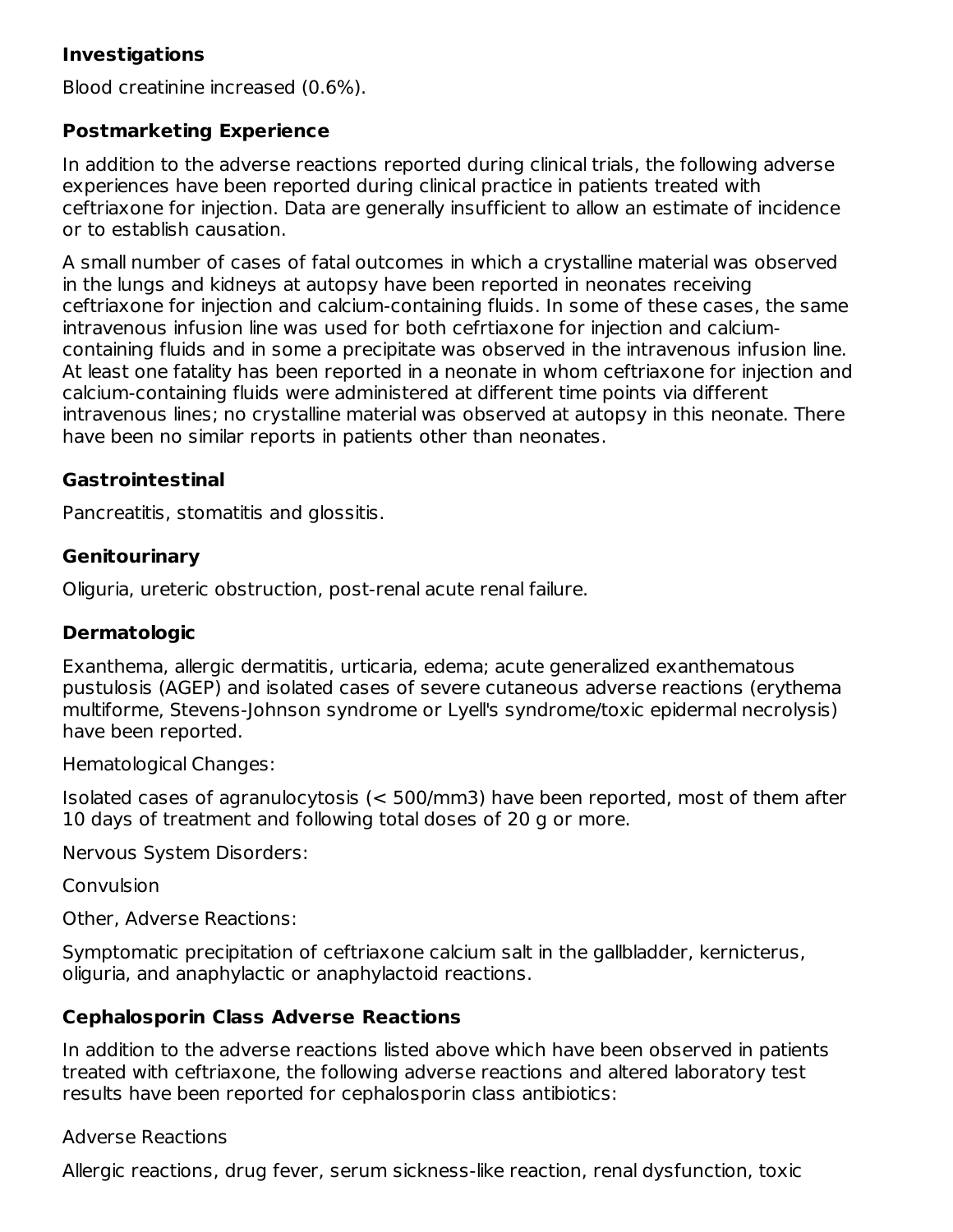### Investigations

Blood creatinine increased (0.6%).

### Postmarketing Experience

In addition to the adverse reactions reported during clinical trials, the following adverse experiences have been reported during clinical practice in patients treated with ceftriaxone for injection. Data are generally insufficient to allow an estimate of incidence or to establish causation.

A small number of cases of fatal outcomes in which a crystalline material was observed in the lungs and kidneys at autopsy have been reported in neonates receiving ceftriaxone for injection and calcium-containing fluids. In some of these cases, the same intravenous infusion line was used for both cefrtiaxone for injection and calcium-containing fluids and in some a precipitate was observed in the intravenous infusion line. At least one fatality has been reported in a neonate in whom ceftriaxone for injection and calcium-containing fluids were administered at different time points via different intravenous lines; no crystalline material was observed at autopsy in this neonate. There have been no similar reports in patients other than neonates.

### Gastrointestinal

Pancreatitis, stomatitis and glossitis.

### Genitourinary

Oliguria, ureteric obstruction, post-renal acute renal failure.

### Dermatologic

Exanthema, allergic dermatitis, urticaria, edema; acute generalized exanthematous pustulosis (AGEP) and isolated cases of severe cutaneous adverse reactions (erythema multiforme, Stevens-Johnson syndrome or Lyell's syndrome/toxic epidermal necrolysis) have been reported.

Hematological Changes:

Isolated cases of agranulocytosis (< 500/mm3) have been reported, most of them after 10 days of treatment and following total doses of 20 g or more.

Nervous System Disorders:

Convulsion

Other, Adverse Reactions:

Symptomatic precipitation of ceftriaxone calcium salt in the gallbladder, kernicterus, oliguria, and anaphylactic or anaphylactoid reactions.

### Cephalosporin Class Adverse Reactions

In addition to the adverse reactions listed above which have been observed in patients treated with ceftriaxone, the following adverse reactions and altered laboratory test results have been reported for cephalosporin class antibiotics:

Adverse Reactions

Allergic reactions, drug fever, serum sickness-like reaction, renal dysfunction, toxic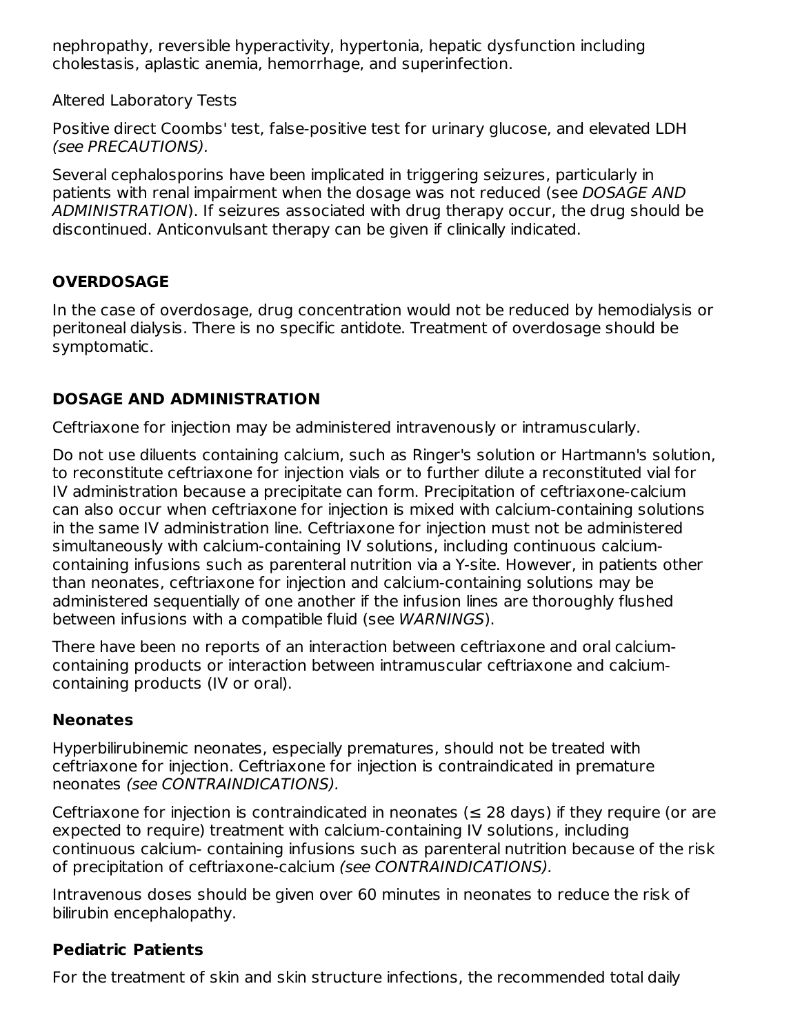nephropathy, reversible hyperactivity, hypertonia, hepatic dysfunction including cholestasis, aplastic anemia, hemorrhage, and superinfection.

Altered Laboratory Tests

Positive direct Coombs' test, false-positive test for urinary glucose, and elevated LDH *(see PRECAUTIONS).*

Several cephalosporins have been implicated in triggering seizures, particularly in patients with renal impairment when the dosage was not reduced (see *DOSAGE AND ADMINISTRATION*). If seizures associated with drug therapy occur, the drug should be discontinued. Anticonvulsant therapy can be given if clinically indicated.

## OVERDOSAGE

In the case of overdosage, drug concentration would not be reduced by hemodialysis or peritoneal dialysis. There is no specific antidote. Treatment of overdosage should be symptomatic.

## DOSAGE AND ADMINISTRATION

Ceftriaxone for injection may be administered intravenously or intramuscularly.

Do not use diluents containing calcium, such as Ringer's solution or Hartmann's solution, to reconstitute ceftriaxone for injection vials or to further dilute a reconstituted vial for IV administration because a precipitate can form. Precipitation of ceftriaxone-calcium can also occur when ceftriaxone for injection is mixed with calcium-containing solutions in the same IV administration line. Ceftriaxone for injection must not be administered simultaneously with calcium-containing IV solutions, including continuous calcium-containing infusions such as parenteral nutrition via a Y-site. However, in patients other than neonates, ceftriaxone for injection and calcium-containing solutions may be administered sequentially of one another if the infusion lines are thoroughly flushed between infusions with a compatible fluid (see *WARNINGS*).

There have been no reports of an interaction between ceftriaxone and oral calcium-containing products or interaction between intramuscular ceftriaxone and calcium-containing products (IV or oral).

### Neonates

Hyperbilirubinemic neonates, especially prematures, should not be treated with ceftriaxone for injection. Ceftriaxone for injection is contraindicated in premature neonates *(see CONTRAINDICATIONS).*

Ceftriaxone for injection is contraindicated in neonates (≤ 28 days) if they require (or are expected to require) treatment with calcium-containing IV solutions, including continuous calcium- containing infusions such as parenteral nutrition because of the risk of precipitation of ceftriaxone-calcium *(see CONTRAINDICATIONS).*

Intravenous doses should be given over 60 minutes in neonates to reduce the risk of bilirubin encephalopathy.

### Pediatric Patients

For the treatment of skin and skin structure infections, the recommended total daily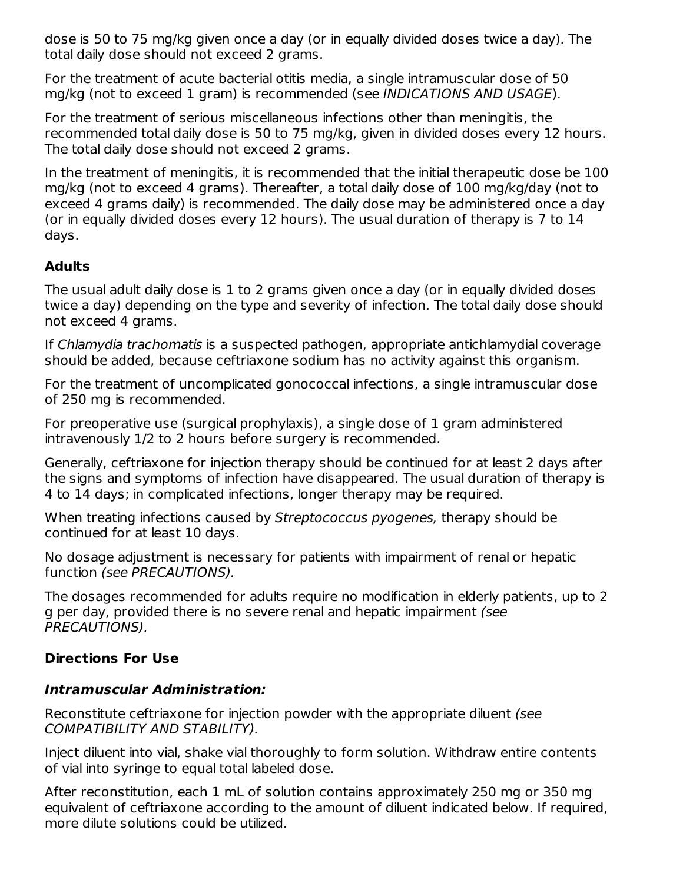dose is 50 to 75 mg/kg given once a day (or in equally divided doses twice a day). The total daily dose should not exceed 2 grams.

For the treatment of acute bacterial otitis media, a single intramuscular dose of 50 mg/kg (not to exceed 1 gram) is recommended (see *INDICATIONS AND USAGE*).

For the treatment of serious miscellaneous infections other than meningitis, the recommended total daily dose is 50 to 75 mg/kg, given in divided doses every 12 hours. The total daily dose should not exceed 2 grams.

In the treatment of meningitis, it is recommended that the initial therapeutic dose be 100 mg/kg (not to exceed 4 grams). Thereafter, a total daily dose of 100 mg/kg/day (not to exceed 4 grams daily) is recommended. The daily dose may be administered once a day (or in equally divided doses every 12 hours). The usual duration of therapy is 7 to 14 days.

**Adults**

The usual adult daily dose is 1 to 2 grams given once a day (or in equally divided doses twice a day) depending on the type and severity of infection. The total daily dose should not exceed 4 grams.

If *Chlamydia trachomatis* is a suspected pathogen, appropriate antichlamydial coverage should be added, because ceftriaxone sodium has no activity against this organism.

For the treatment of uncomplicated gonococcal infections, a single intramuscular dose of 250 mg is recommended.

For preoperative use (surgical prophylaxis), a single dose of 1 gram administered intravenously 1/2 to 2 hours before surgery is recommended.

Generally, ceftriaxone for injection therapy should be continued for at least 2 days after the signs and symptoms of infection have disappeared. The usual duration of therapy is 4 to 14 days; in complicated infections, longer therapy may be required.

When treating infections caused by *Streptococcus pyogenes,* therapy should be continued for at least 10 days.

No dosage adjustment is necessary for patients with impairment of renal or hepatic function *(see PRECAUTIONS).*

The dosages recommended for adults require no modification in elderly patients, up to 2 g per day, provided there is no severe renal and hepatic impairment *(see PRECAUTIONS).*

**Directions For Use**

***Intramuscular Administration:***

Reconstitute ceftriaxone for injection powder with the appropriate diluent *(see COMPATIBILITY AND STABILITY).*

Inject diluent into vial, shake vial thoroughly to form solution. Withdraw entire contents of vial into syringe to equal total labeled dose.

After reconstitution, each 1 mL of solution contains approximately 250 mg or 350 mg equivalent of ceftriaxone according to the amount of diluent indicated below. If required, more dilute solutions could be utilized.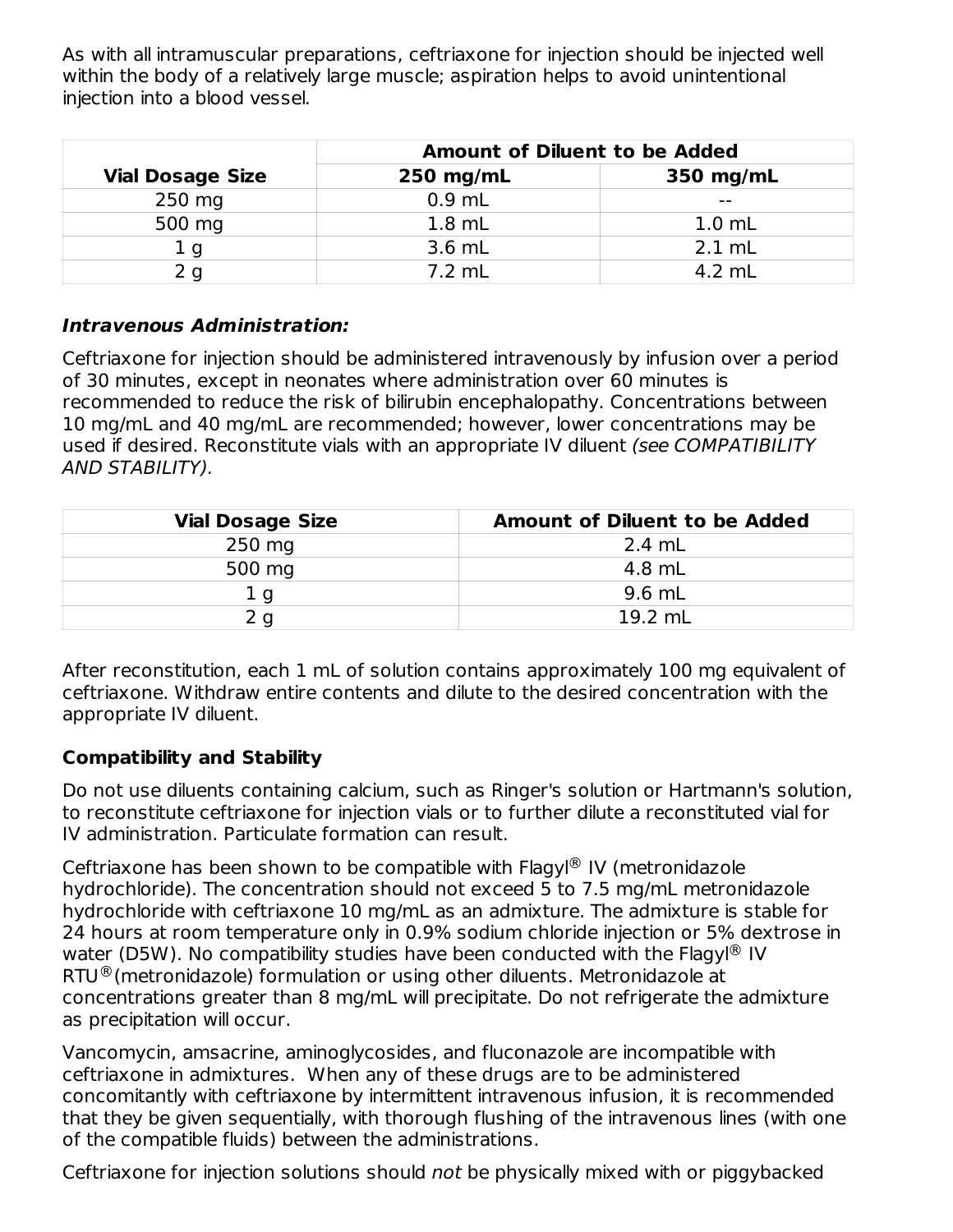As with all intramuscular preparations, ceftriaxone for injection should be injected well within the body of a relatively large muscle; aspiration helps to avoid unintentional injection into a blood vessel.

| Vial Dosage Size | Amount of Diluent to be Added | |
|---|---|---|
| | **250 mg/mL** | **350 mg/mL** |
| 250 mg | 0.9 mL | -- |
| 500 mg | 1.8 mL | 1.0 mL |
| 1 g | 3.6 mL | 2.1 mL |
| 2 g | 7.2 mL | 4.2 mL |

***Intravenous Administration:***

Ceftriaxone for injection should be administered intravenously by infusion over a period of 30 minutes, except in neonates where administration over 60 minutes is recommended to reduce the risk of bilirubin encephalopathy. Concentrations between 10 mg/mL and 40 mg/mL are recommended; however, lower concentrations may be used if desired. Reconstitute vials with an appropriate IV diluent *(see COMPATIBILITY AND STABILITY).*

| Vial Dosage Size | Amount of Diluent to be Added |
|---|---|
| 250 mg | 2.4 mL |
| 500 mg | 4.8 mL |
| 1 g | 9.6 mL |
| 2 g | 19.2 mL |

After reconstitution, each 1 mL of solution contains approximately 100 mg equivalent of ceftriaxone. Withdraw entire contents and dilute to the desired concentration with the appropriate IV diluent.

**Compatibility and Stability**

Do not use diluents containing calcium, such as Ringer's solution or Hartmann's solution, to reconstitute ceftriaxone for injection vials or to further dilute a reconstituted vial for IV administration. Particulate formation can result.

Ceftriaxone has been shown to be compatible with Flagyl® IV (metronidazole hydrochloride). The concentration should not exceed 5 to 7.5 mg/mL metronidazole hydrochloride with ceftriaxone 10 mg/mL as an admixture. The admixture is stable for 24 hours at room temperature only in 0.9% sodium chloride injection or 5% dextrose in water (D5W). No compatibility studies have been conducted with the Flagyl® IV RTU®(metronidazole) formulation or using other diluents. Metronidazole at concentrations greater than 8 mg/mL will precipitate. Do not refrigerate the admixture as precipitation will occur.

Vancomycin, amsacrine, aminoglycosides, and fluconazole are incompatible with ceftriaxone in admixtures. When any of these drugs are to be administered concomitantly with ceftriaxone by intermittent intravenous infusion, it is recommended that they be given sequentially, with thorough flushing of the intravenous lines (with one of the compatible fluids) between the administrations.

Ceftriaxone for injection solutions should *not* be physically mixed with or piggybacked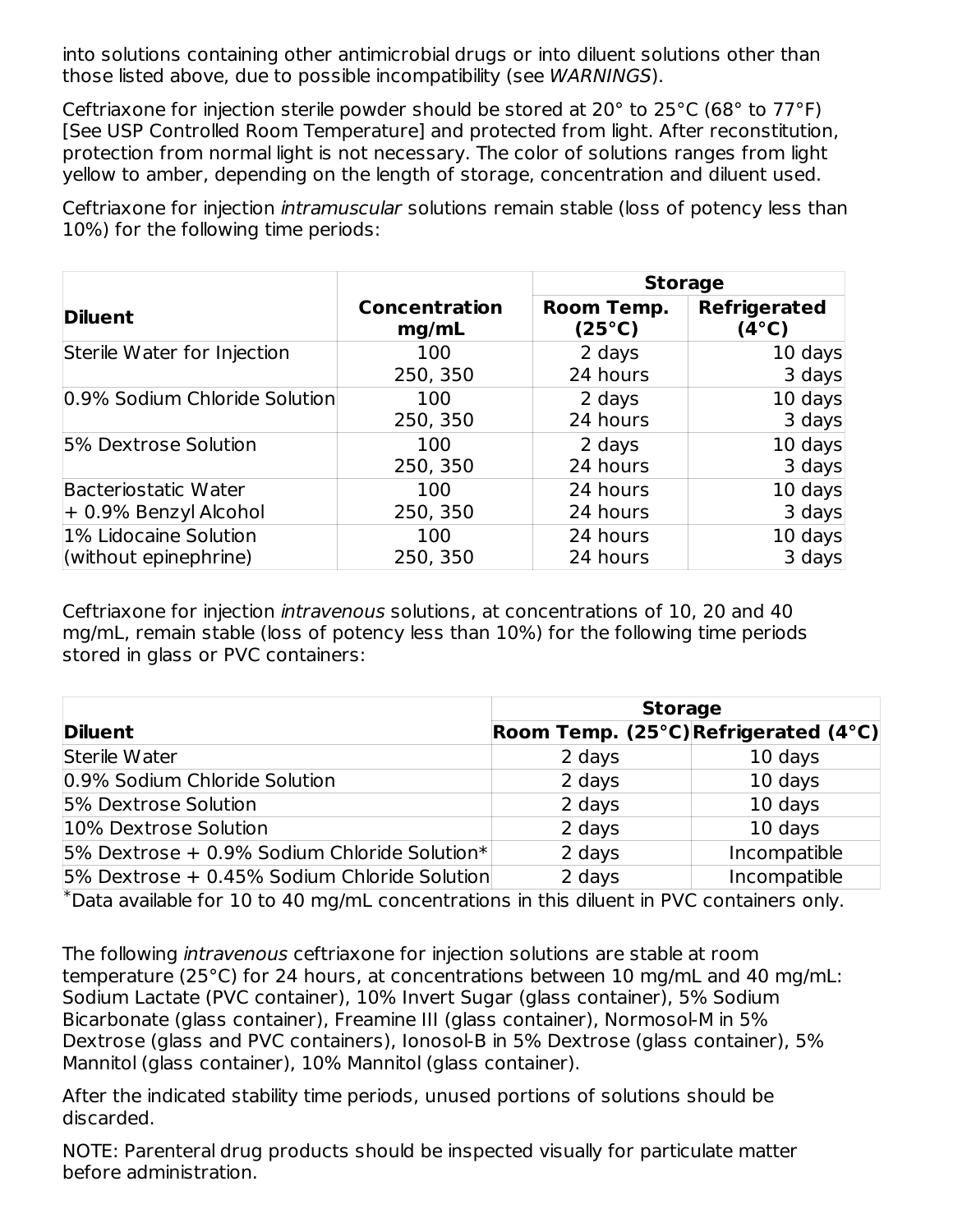into solutions containing other antimicrobial drugs or into diluent solutions other than those listed above, due to possible incompatibility (see *WARNINGS*).

Ceftriaxone for injection sterile powder should be stored at 20° to 25°C (68° to 77°F) [See USP Controlled Room Temperature] and protected from light. After reconstitution, protection from normal light is not necessary. The color of solutions ranges from light yellow to amber, depending on the length of storage, concentration and diluent used.

Ceftriaxone for injection *intramuscular* solutions remain stable (loss of potency less than 10%) for the following time periods:

| Diluent | Concentration mg/mL | Storage | |
|---|---|---|---|
| | | Room Temp. (25°C) | Refrigerated (4°C) |
| Sterile Water for Injection | 100 | 2 days | 10 days |
| | 250, 350 | 24 hours | 3 days |
| 0.9% Sodium Chloride Solution | 100 | 2 days | 10 days |
| | 250, 350 | 24 hours | 3 days |
| 5% Dextrose Solution | 100 | 2 days | 10 days |
| | 250, 350 | 24 hours | 3 days |
| Bacteriostatic Water + 0.9% Benzyl Alcohol | 100 | 24 hours | 10 days |
| | 250, 350 | 24 hours | 3 days |
| 1% Lidocaine Solution (without epinephrine) | 100 | 24 hours | 10 days |
| | 250, 350 | 24 hours | 3 days |

Ceftriaxone for injection *intravenous* solutions, at concentrations of 10, 20 and 40 mg/mL, remain stable (loss of potency less than 10%) for the following time periods stored in glass or PVC containers:

| Diluent | Storage | |
|---|---|---|
| | Room Temp. (25°C) | Refrigerated (4°C) |
| Sterile Water | 2 days | 10 days |
| 0.9% Sodium Chloride Solution | 2 days | 10 days |
| 5% Dextrose Solution | 2 days | 10 days |
| 10% Dextrose Solution | 2 days | 10 days |
| 5% Dextrose + 0.9% Sodium Chloride Solution* | 2 days | Incompatible |
| 5% Dextrose + 0.45% Sodium Chloride Solution | 2 days | Incompatible |

*Data available for 10 to 40 mg/mL concentrations in this diluent in PVC containers only.

The following *intravenous* ceftriaxone for injection solutions are stable at room temperature (25°C) for 24 hours, at concentrations between 10 mg/mL and 40 mg/mL: Sodium Lactate (PVC container), 10% Invert Sugar (glass container), 5% Sodium Bicarbonate (glass container), Freamine III (glass container), Normosol-M in 5% Dextrose (glass and PVC containers), Ionosol-B in 5% Dextrose (glass container), 5% Mannitol (glass container), 10% Mannitol (glass container).

After the indicated stability time periods, unused portions of solutions should be discarded.

NOTE: Parenteral drug products should be inspected visually for particulate matter before administration.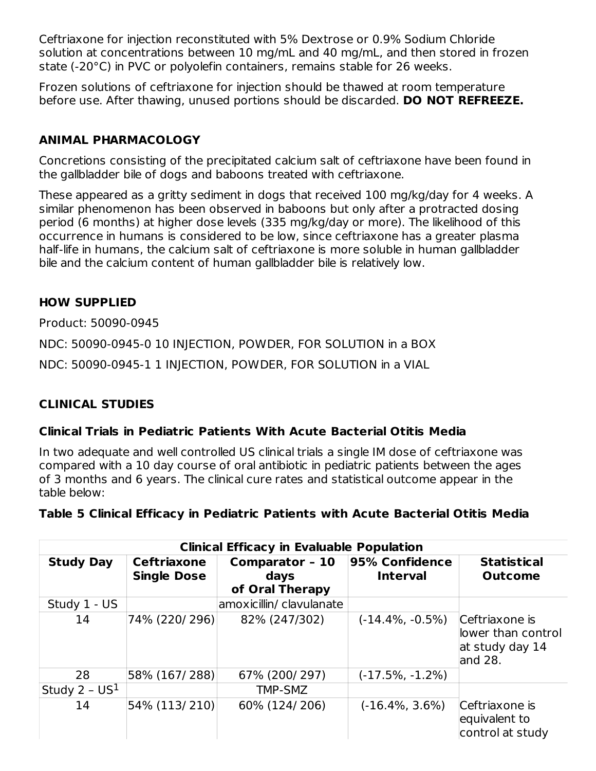Ceftriaxone for injection reconstituted with 5% Dextrose or 0.9% Sodium Chloride solution at concentrations between 10 mg/mL and 40 mg/mL, and then stored in frozen state (-20°C) in PVC or polyolefin containers, remains stable for 26 weeks.

Frozen solutions of ceftriaxone for injection should be thawed at room temperature before use. After thawing, unused portions should be discarded. **DO NOT REFREEZE.**

## ANIMAL PHARMACOLOGY

Concretions consisting of the precipitated calcium salt of ceftriaxone have been found in the gallbladder bile of dogs and baboons treated with ceftriaxone.

These appeared as a gritty sediment in dogs that received 100 mg/kg/day for 4 weeks. A similar phenomenon has been observed in baboons but only after a protracted dosing period (6 months) at higher dose levels (335 mg/kg/day or more). The likelihood of this occurrence in humans is considered to be low, since ceftriaxone has a greater plasma half-life in humans, the calcium salt of ceftriaxone is more soluble in human gallbladder bile and the calcium content of human gallbladder bile is relatively low.

## HOW SUPPLIED

Product: 50090-0945

NDC: 50090-0945-0 10 INJECTION, POWDER, FOR SOLUTION in a BOX

NDC: 50090-0945-1 1 INJECTION, POWDER, FOR SOLUTION in a VIAL

## CLINICAL STUDIES

### Clinical Trials in Pediatric Patients With Acute Bacterial Otitis Media

In two adequate and well controlled US clinical trials a single IM dose of ceftriaxone was compared with a 10 day course of oral antibiotic in pediatric patients between the ages of 3 months and 6 years. The clinical cure rates and statistical outcome appear in the table below:

**Table 5 Clinical Efficacy in Pediatric Patients with Acute Bacterial Otitis Media**

| Clinical Efficacy in Evaluable Population | | | | |
|---|---|---|---|---|
| **Study Day** | **Ceftriaxone Single Dose** | **Comparator – 10 days of Oral Therapy** | **95% Confidence Interval** | **Statistical Outcome** |
| Study 1 - US | | amoxicillin/ clavulanate | | |
| 14 | 74% (220/ 296) | 82% (247/302) | (-14.4%, -0.5%) | Ceftriaxone is lower than control at study day 14 and 28. |
| 28 | 58% (167/ 288) | 67% (200/ 297) | (-17.5%, -1.2%) | |
| Study 2 – US[1] | | TMP-SMZ | | |
| 14 | 54% (113/ 210) | 60% (124/ 206) | (-16.4%, 3.6%) | Ceftriaxone is equivalent to control at study |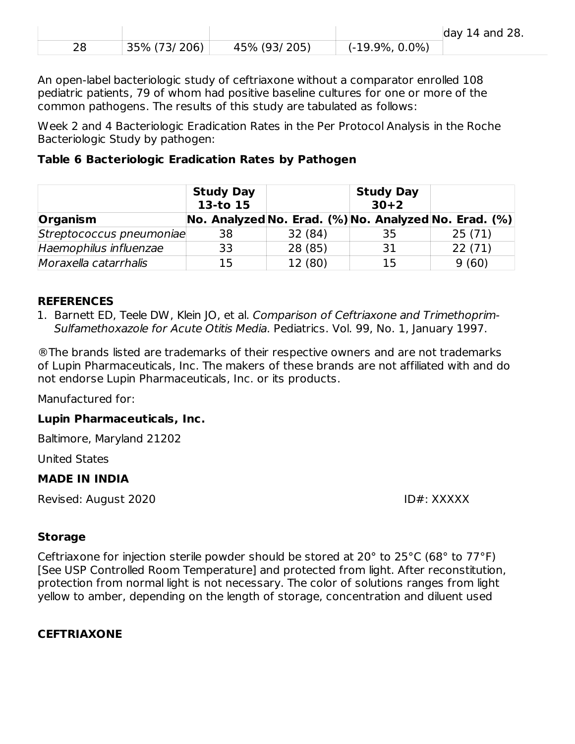| | | | | day 14 and 28. |
|---|---|---|---|---|
| 28 | 35% (73/ 206) | 45% (93/ 205) | (-19.9%, 0.0%) | |

An open-label bacteriologic study of ceftriaxone without a comparator enrolled 108 pediatric patients, 79 of whom had positive baseline cultures for one or more of the common pathogens. The results of this study are tabulated as follows:

Week 2 and 4 Bacteriologic Eradication Rates in the Per Protocol Analysis in the Roche Bacteriologic Study by pathogen:

**Table 6 Bacteriologic Eradication Rates by Pathogen**

| | **Study Day 13-to 15** | | **Study Day 30+2** | |
|---|---|---|---|---|
| **Organism** | **No. Analyzed** | **No. Erad. (%)** | **No. Analyzed** | **No. Erad. (%)** |
| *Streptococcus pneumoniae* | 38 | 32 (84) | 35 | 25 (71) |
| *Haemophilus influenzae* | 33 | 28 (85) | 31 | 22 (71) |
| *Moraxella catarrhalis* | 15 | 12 (80) | 15 | 9 (60) |

**REFERENCES**

1. Barnett ED, Teele DW, Klein JO, et al. *Comparison of Ceftriaxone and Trimethoprim-Sulfamethoxazole for Acute Otitis Media*. Pediatrics. Vol. 99, No. 1, January 1997.

®The brands listed are trademarks of their respective owners and are not trademarks of Lupin Pharmaceuticals, Inc. The makers of these brands are not affiliated with and do not endorse Lupin Pharmaceuticals, Inc. or its products.

Manufactured for:

**Lupin Pharmaceuticals, Inc.**

Baltimore, Maryland 21202

United States

**MADE IN INDIA**

Revised: August 2020 ID#: XXXXX

**Storage**

Ceftriaxone for injection sterile powder should be stored at 20° to 25°C (68° to 77°F) [See USP Controlled Room Temperature] and protected from light. After reconstitution, protection from normal light is not necessary. The color of solutions ranges from light yellow to amber, depending on the length of storage, concentration and diluent used

**CEFTRIAXONE**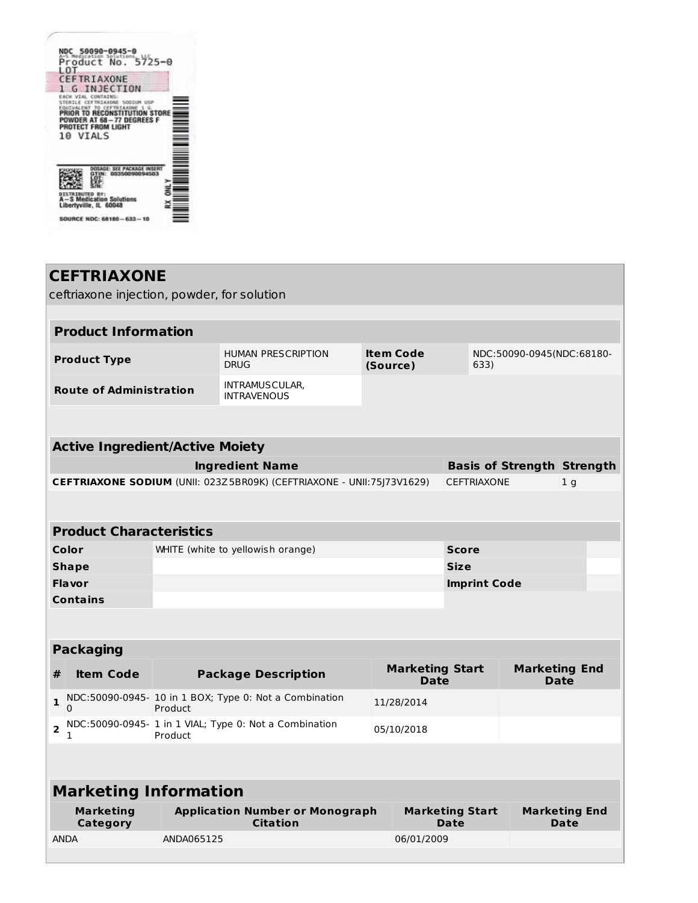NDC 50090-0945-0
A-S Medication Solutions, LLC
Product No. 5725-0
LOT
CEFTRIAXONE
1 G INJECTION
EACH VIAL CONTAINS:
STERILE CEFTRIAXONE SODIUM USP
EQUIVALENT TO CEFTRIAXONE 1 G
PRIOR TO RECONSTITUTION STORE POWDER AT 68 – 77 DEGREES F
PROTECT FROM LIGHT
10 VIALS

DOSAGE: SEE PACKAGE INSERT
GTIN: 00350090094503
LOT:
EXP:
S/N:
DISTRIBUTED BY:
A–S Medication Solutions
Libertyville, IL 60048
RX ONLY
SOURCE NDC: 68180 – 633 – 10

# CEFTRIAXONE

ceftriaxone injection, powder, for solution

| Product Information | | | |
|---|---|---|---|
| **Product Type** | HUMAN PRESCRIPTION DRUG | **Item Code (Source)** | NDC:50090-0945(NDC:68180-633) |
| **Route of Administration** | INTRAMUSCULAR, INTRAVENOUS | | |

| Active Ingredient/Active Moiety | | |
|---|---|---|
| **Ingredient Name** | **Basis of Strength** | **Strength** |
| **CEFTRIAXONE SODIUM** (UNII: 023Z5BR09K) (CEFTRIAXONE - UNII:75J73V1629) | CEFTRIAXONE | 1 g |

| Product Characteristics | | | |
|---|---|---|---|
| **Color** | WHITE (white to yellowish orange) | **Score** | |
| **Shape** | | **Size** | |
| **Flavor** | | **Imprint Code** | |
| **Contains** | | | |

| Packaging | | | | |
|---|---|---|---|---|
| **#** | **Item Code** | **Package Description** | **Marketing Start Date** | **Marketing End Date** |
| 1 | NDC:50090-0945-0 | 10 in 1 BOX; Type 0: Not a Combination Product | 11/28/2014 | |
| 2 | NDC:50090-0945-1 | 1 in 1 VIAL; Type 0: Not a Combination Product | 05/10/2018 | |

| Marketing Information | | | |
|---|---|---|---|
| **Marketing Category** | **Application Number or Monograph Citation** | **Marketing Start Date** | **Marketing End Date** |
| ANDA | ANDA065125 | 06/01/2009 | |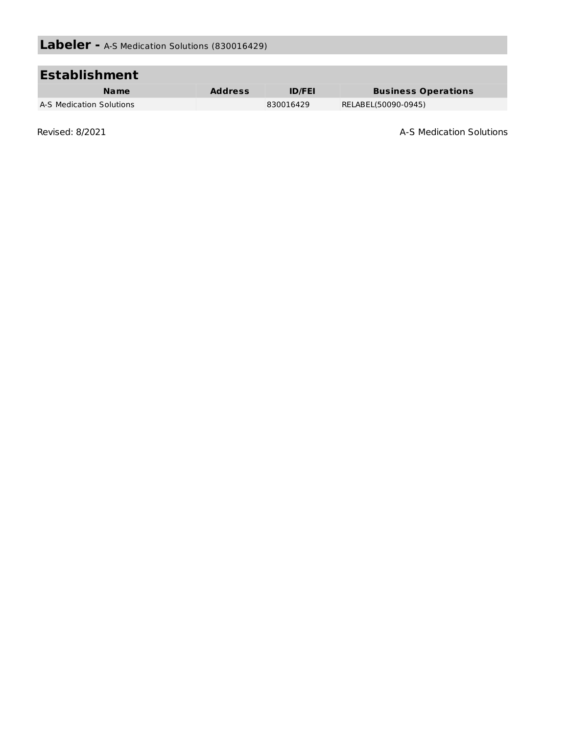## Labeler - A-S Medication Solutions (830016429)

## Establishment

| Name | Address | ID/FEI | Business Operations |
| --- | --- | --- | --- |
| A-S Medication Solutions | | 830016429 | RELABEL(50090-0945) |

Revised: 8/2021

A-S Medication Solutions